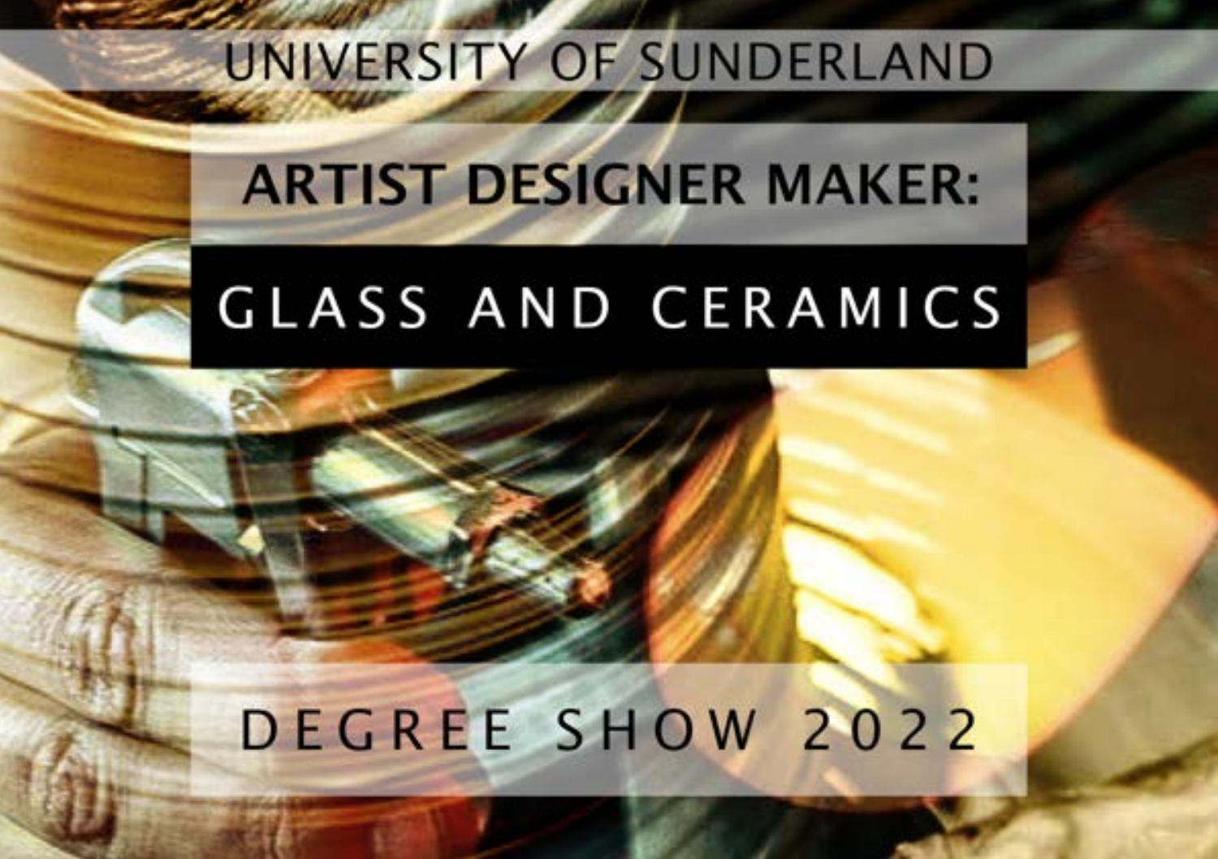UNIVERSITY OF SUNDERLAND

# ARTIST DESIGNER MAKER:

# GLASS AND CERAMICS

DEGREE SHOW 2022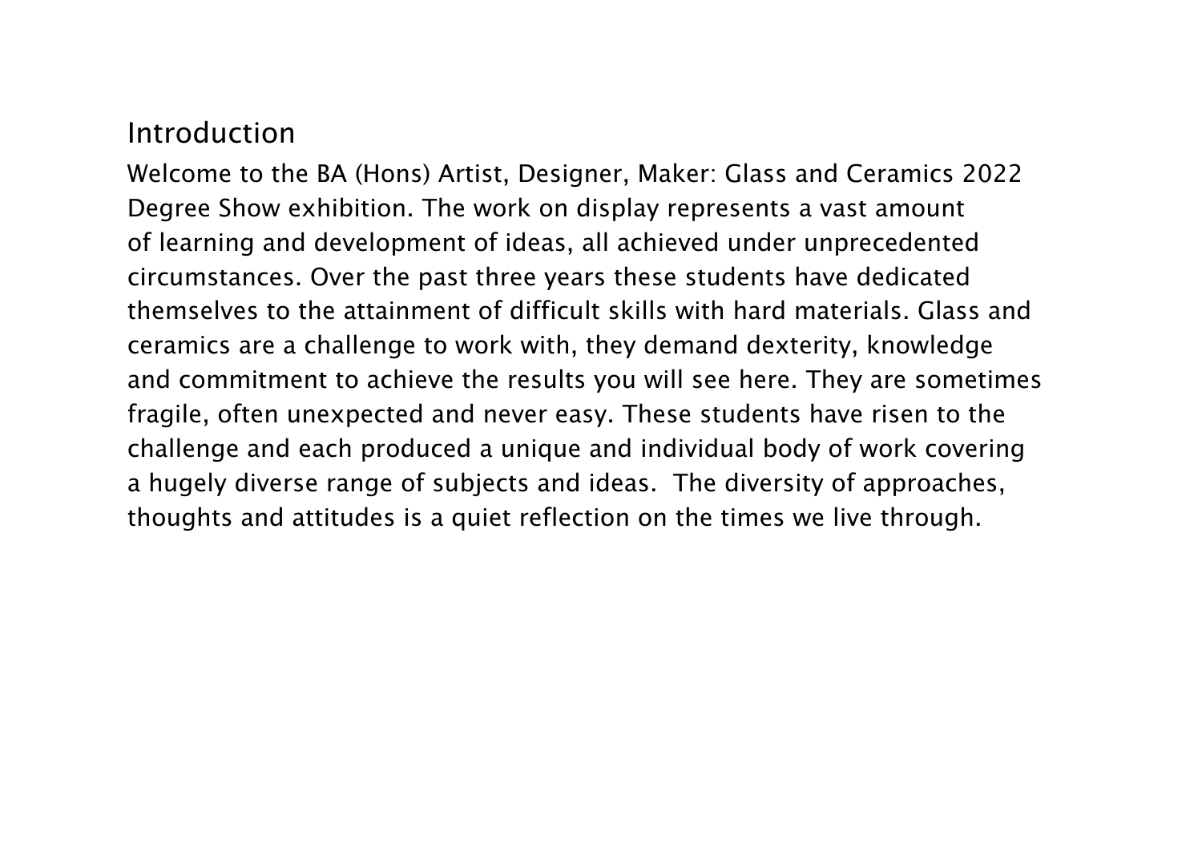## Introduction

Welcome to the BA (Hons) Artist, Designer, Maker: Glass and Ceramics 2022 Degree Show exhibition. The work on display represents a vast amount of learning and development of ideas, all achieved under unprecedented circumstances. Over the past three years these students have dedicated themselves to the attainment of difficult skills with hard materials. Glass and ceramics are a challenge to work with, they demand dexterity, knowledge and commitment to achieve the results you will see here. They are sometimes fragile, often unexpected and never easy. These students have risen to the challenge and each produced a unique and individual body of work covering a hugely diverse range of subjects and ideas. The diversity of approaches, thoughts and attitudes is a quiet reflection on the times we live through.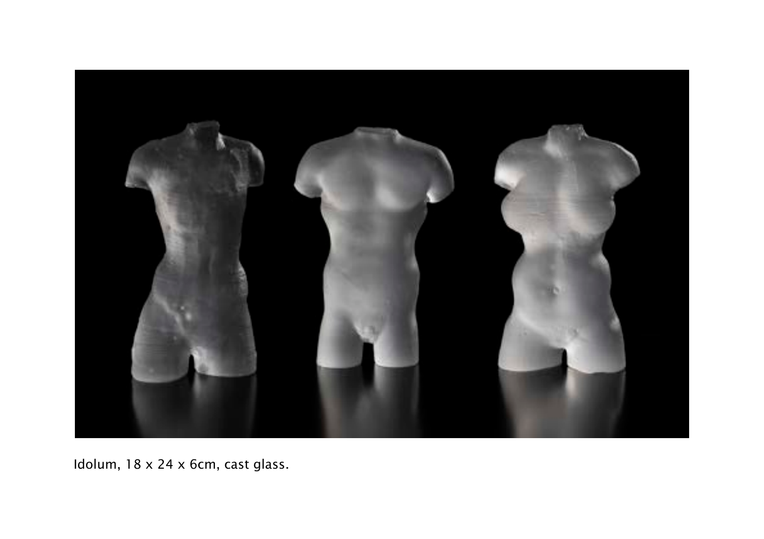Idolum, 18 x 24 x 6cm, cast glass.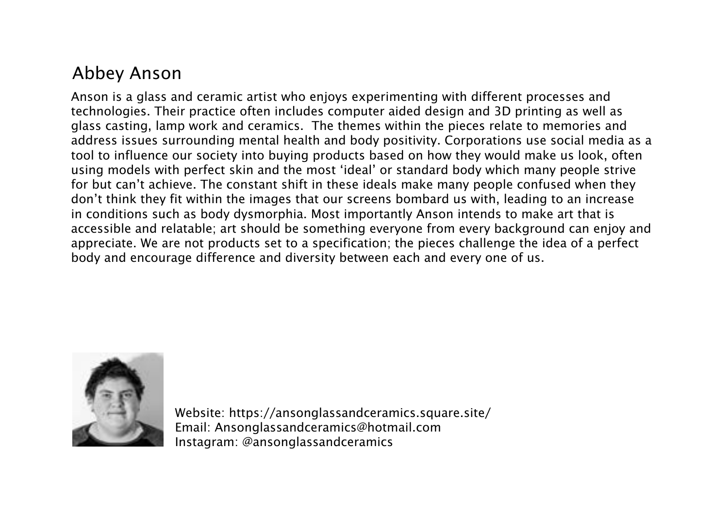## Abbey Anson

Anson is a glass and ceramic artist who enjoys experimenting with different processes and technologies. Their practice often includes computer aided design and 3D printing as well as glass casting, lamp work and ceramics. The themes within the pieces relate to memories and address issues surrounding mental health and body positivity. Corporations use social media as a tool to influence our society into buying products based on how they would make us look, often using models with perfect skin and the most 'ideal' or standard body which many people strive for but can't achieve. The constant shift in these ideals make many people confused when they don't think they fit within the images that our screens bombard us with, leading to an increase in conditions such as body dysmorphia. Most importantly Anson intends to make art that is accessible and relatable; art should be something everyone from every background can enjoy and appreciate. We are not products set to a specification; the pieces challenge the idea of a perfect body and encourage difference and diversity between each and every one of us.

Website: https://ansonglassandceramics.square.site/
Email: Ansonglassandceramics@hotmail.com
Instagram: @ansonglassandceramics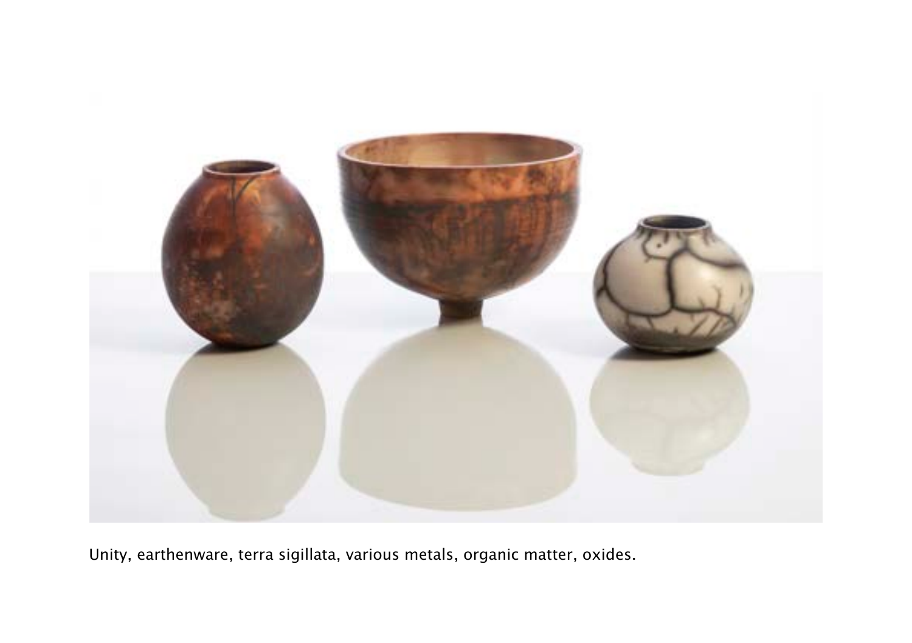Unity, earthenware, terra sigillata, various metals, organic matter, oxides.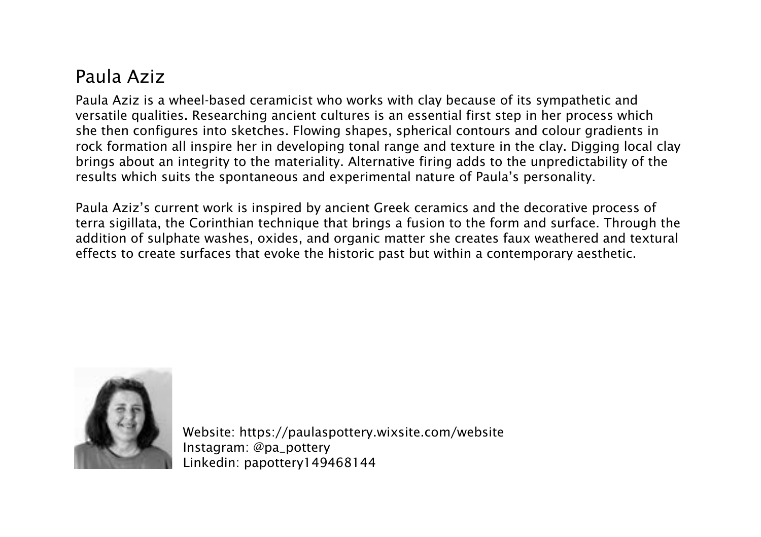# Paula Aziz

Paula Aziz is a wheel-based ceramicist who works with clay because of its sympathetic and versatile qualities. Researching ancient cultures is an essential first step in her process which she then configures into sketches. Flowing shapes, spherical contours and colour gradients in rock formation all inspire her in developing tonal range and texture in the clay. Digging local clay brings about an integrity to the materiality. Alternative firing adds to the unpredictability of the results which suits the spontaneous and experimental nature of Paula's personality.

Paula Aziz's current work is inspired by ancient Greek ceramics and the decorative process of terra sigillata, the Corinthian technique that brings a fusion to the form and surface. Through the addition of sulphate washes, oxides, and organic matter she creates faux weathered and textural effects to create surfaces that evoke the historic past but within a contemporary aesthetic.

Website: https://paulaspottery.wixsite.com/website
Instagram: @pa_pottery
Linkedin: papottery149468144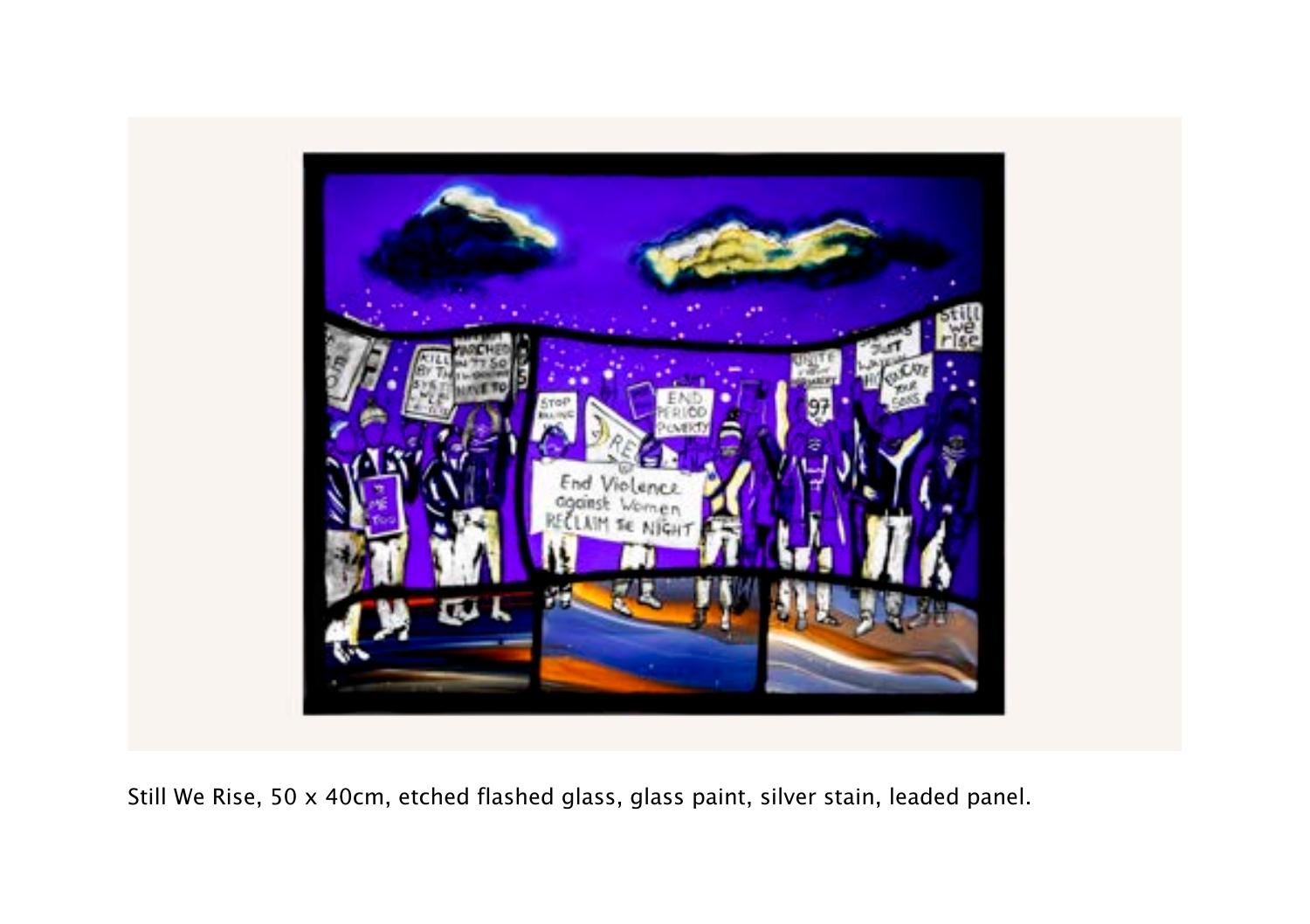Still We Rise, 50 x 40cm, etched flashed glass, glass paint, silver stain, leaded panel.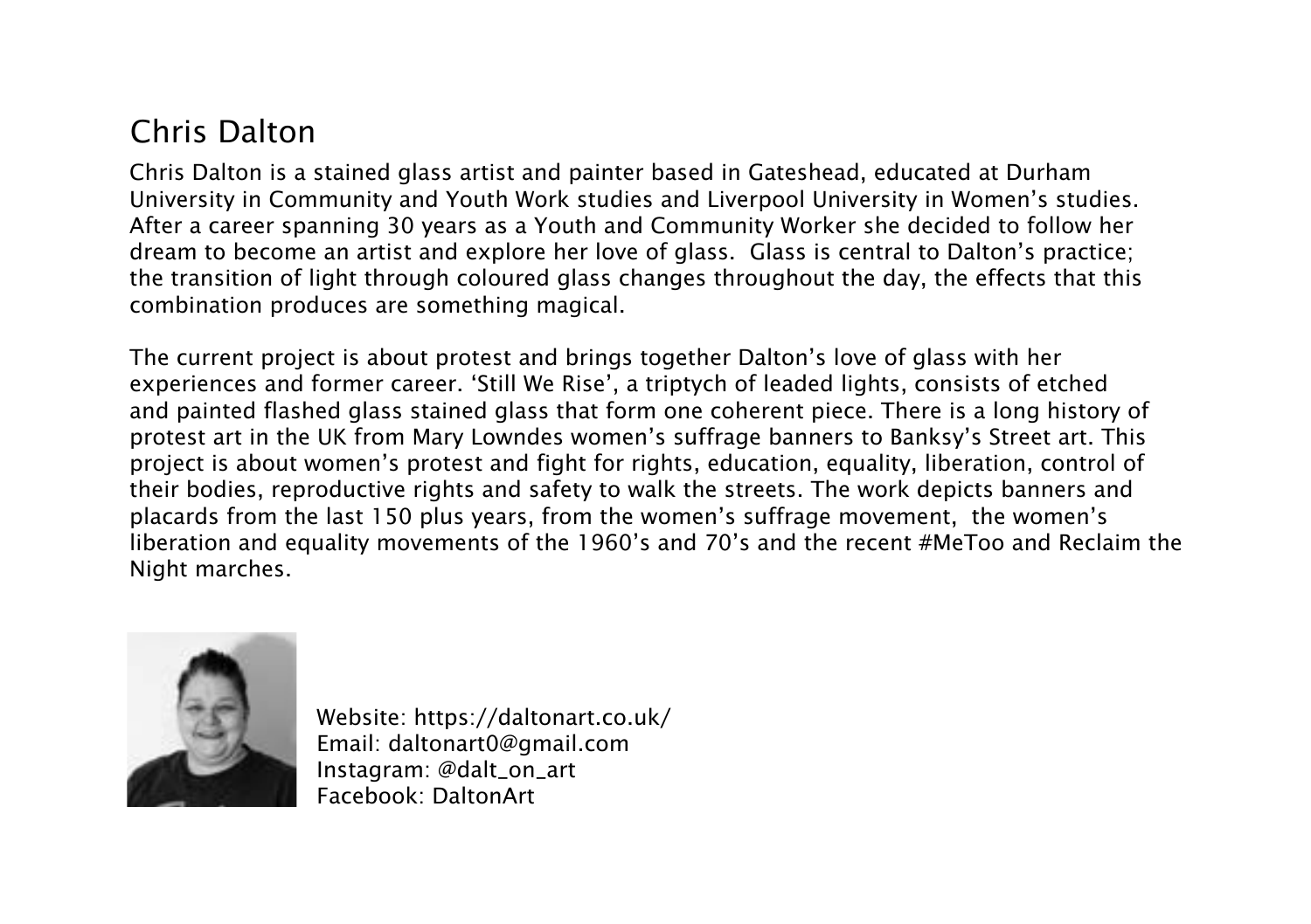## Chris Dalton

Chris Dalton is a stained glass artist and painter based in Gateshead, educated at Durham University in Community and Youth Work studies and Liverpool University in Women's studies. After a career spanning 30 years as a Youth and Community Worker she decided to follow her dream to become an artist and explore her love of glass. Glass is central to Dalton's practice; the transition of light through coloured glass changes throughout the day, the effects that this combination produces are something magical.

The current project is about protest and brings together Dalton's love of glass with her experiences and former career. 'Still We Rise', a triptych of leaded lights, consists of etched and painted flashed glass stained glass that form one coherent piece. There is a long history of protest art in the UK from Mary Lowndes women's suffrage banners to Banksy's Street art. This project is about women's protest and fight for rights, education, equality, liberation, control of their bodies, reproductive rights and safety to walk the streets. The work depicts banners and placards from the last 150 plus years, from the women's suffrage movement, the women's liberation and equality movements of the 1960's and 70's and the recent #MeToo and Reclaim the Night marches.

Website: https://daltonart.co.uk/
Email: daltonart0@gmail.com
Instagram: @dalt_on_art
Facebook: DaltonArt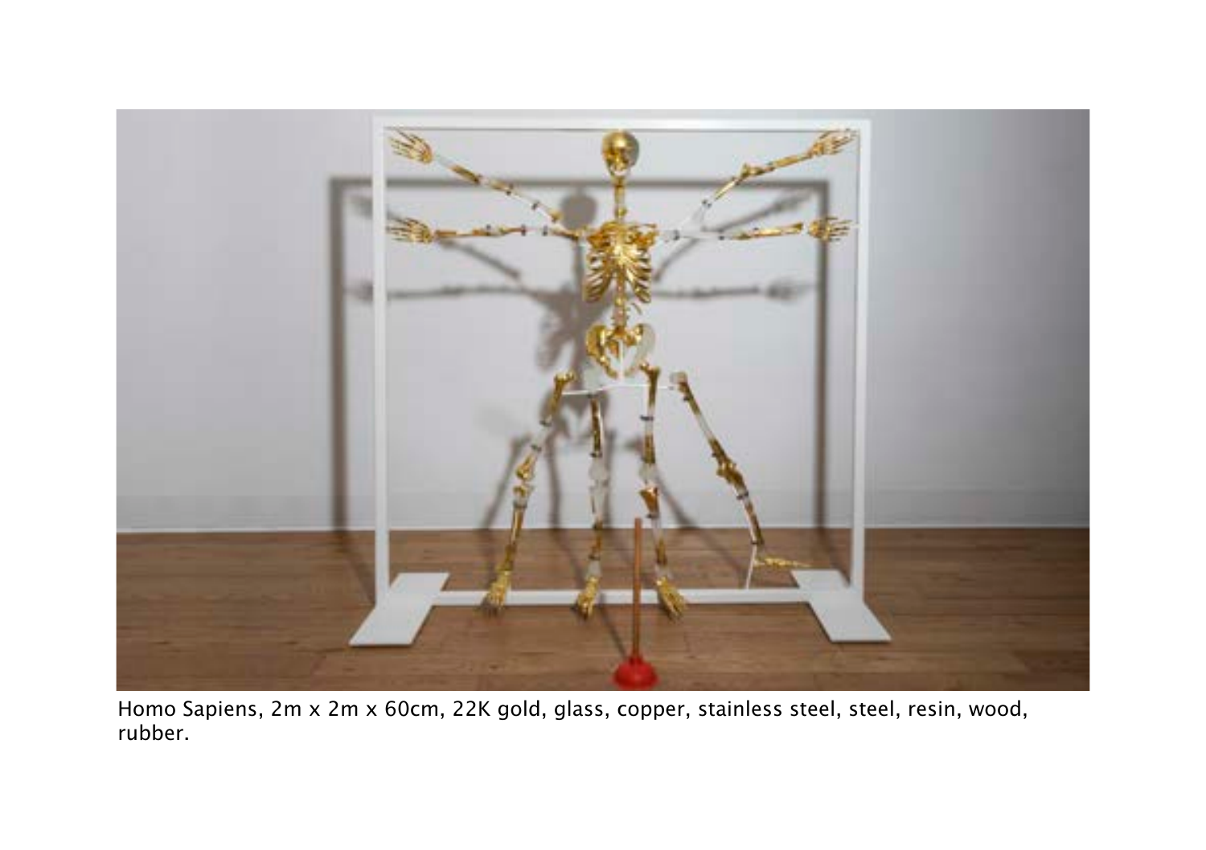Homo Sapiens, 2m x 2m x 60cm, 22K gold, glass, copper, stainless steel, steel, resin, wood, rubber.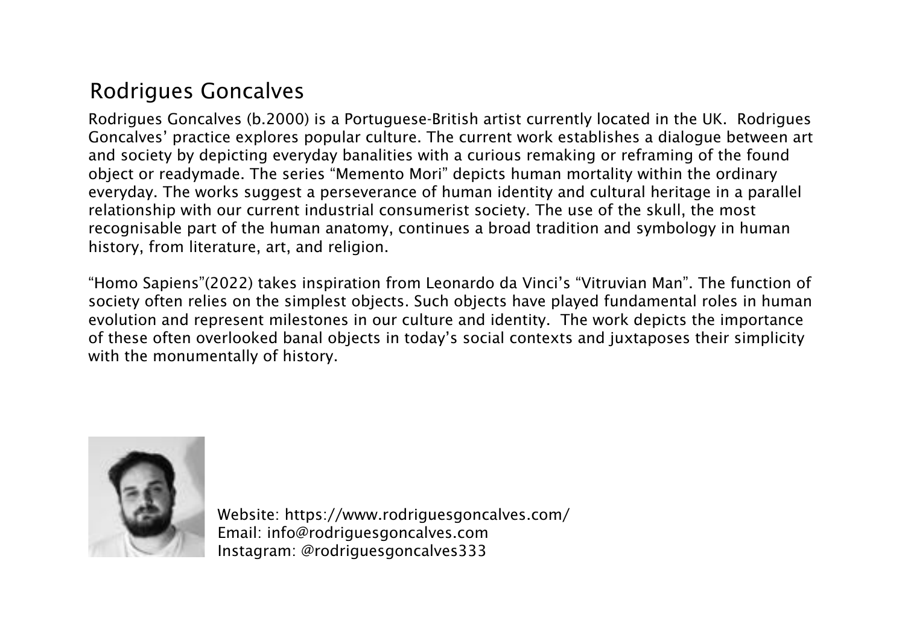## Rodrigues Goncalves

Rodrigues Goncalves (b.2000) is a Portuguese-British artist currently located in the UK. Rodrigues Goncalves' practice explores popular culture. The current work establishes a dialogue between art and society by depicting everyday banalities with a curious remaking or reframing of the found object or readymade. The series "Memento Mori" depicts human mortality within the ordinary everyday. The works suggest a perseverance of human identity and cultural heritage in a parallel relationship with our current industrial consumerist society. The use of the skull, the most recognisable part of the human anatomy, continues a broad tradition and symbology in human history, from literature, art, and religion.

"Homo Sapiens"(2022) takes inspiration from Leonardo da Vinci's "Vitruvian Man". The function of society often relies on the simplest objects. Such objects have played fundamental roles in human evolution and represent milestones in our culture and identity. The work depicts the importance of these often overlooked banal objects in today's social contexts and juxtaposes their simplicity with the monumentally of history.

Website: https://www.rodriguesgoncalves.com/
Email: info@rodriguesgoncalves.com
Instagram: @rodriguesgoncalves333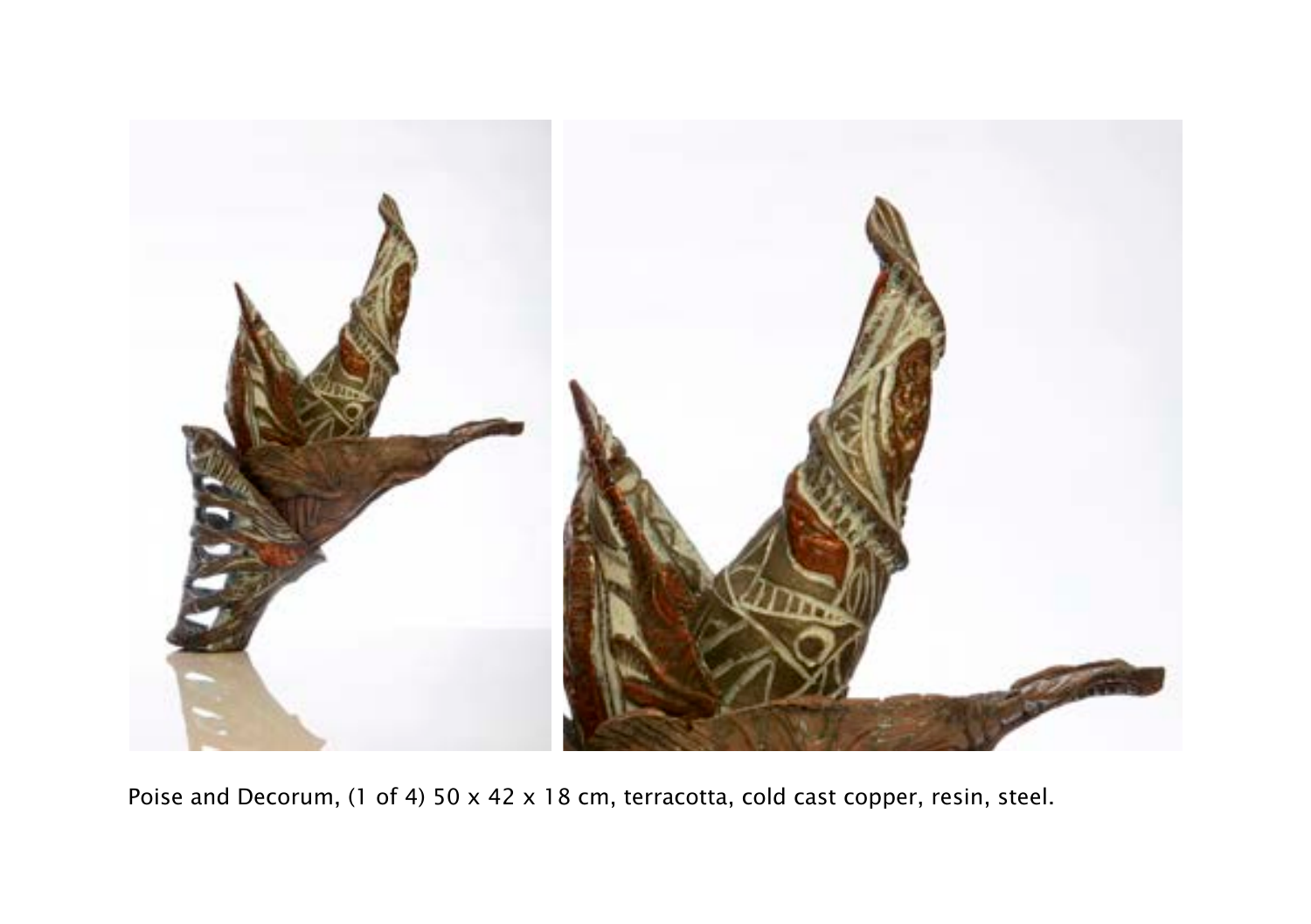Poise and Decorum, (1 of 4) 50 x 42 x 18 cm, terracotta, cold cast copper, resin, steel.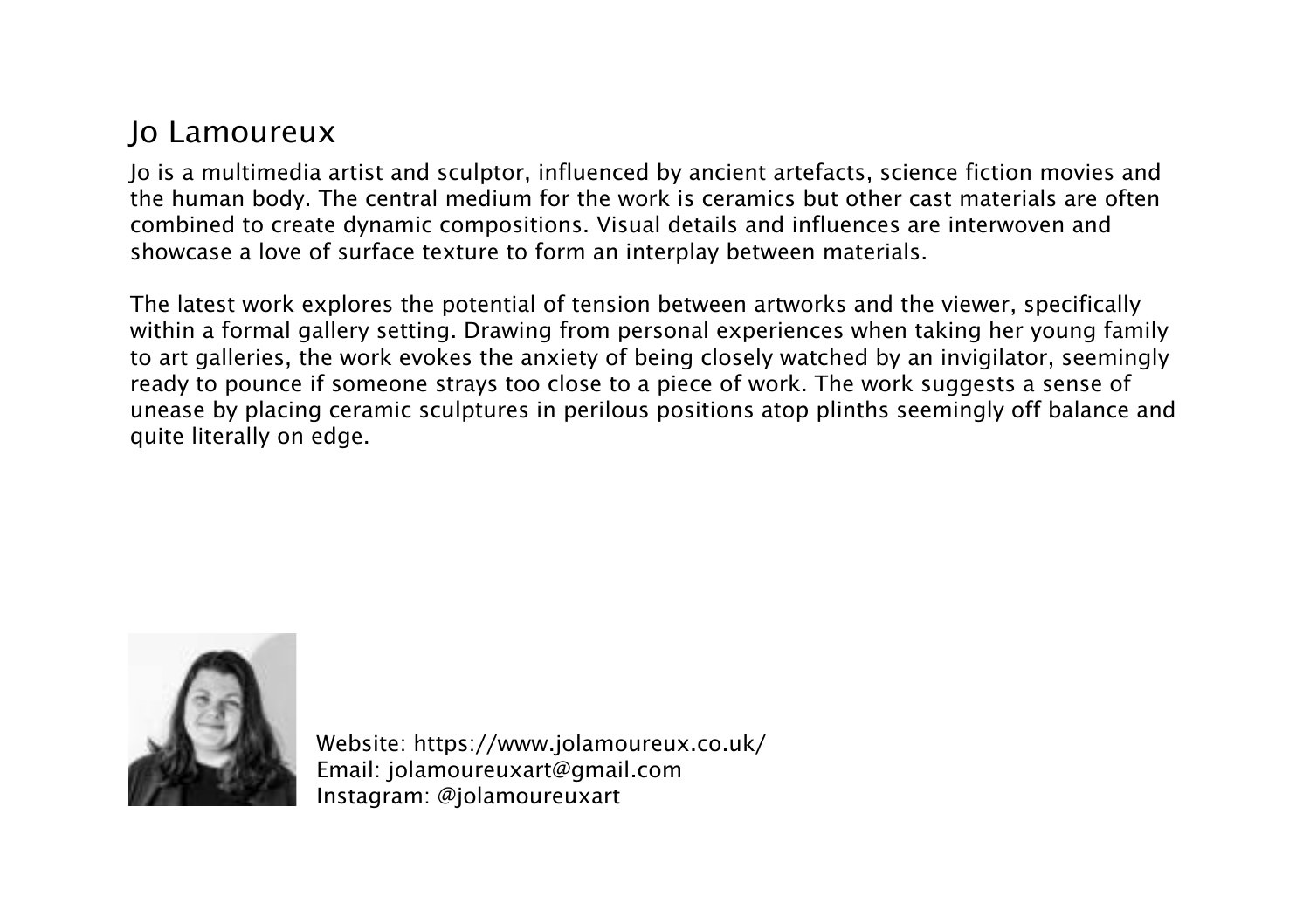# Jo Lamoureux

Jo is a multimedia artist and sculptor, influenced by ancient artefacts, science fiction movies and the human body. The central medium for the work is ceramics but other cast materials are often combined to create dynamic compositions. Visual details and influences are interwoven and showcase a love of surface texture to form an interplay between materials.

The latest work explores the potential of tension between artworks and the viewer, specifically within a formal gallery setting. Drawing from personal experiences when taking her young family to art galleries, the work evokes the anxiety of being closely watched by an invigilator, seemingly ready to pounce if someone strays too close to a piece of work. The work suggests a sense of unease by placing ceramic sculptures in perilous positions atop plinths seemingly off balance and quite literally on edge.

Website: https://www.jolamoureux.co.uk/
Email: jolamoureuxart@gmail.com
Instagram: @jolamoureuxart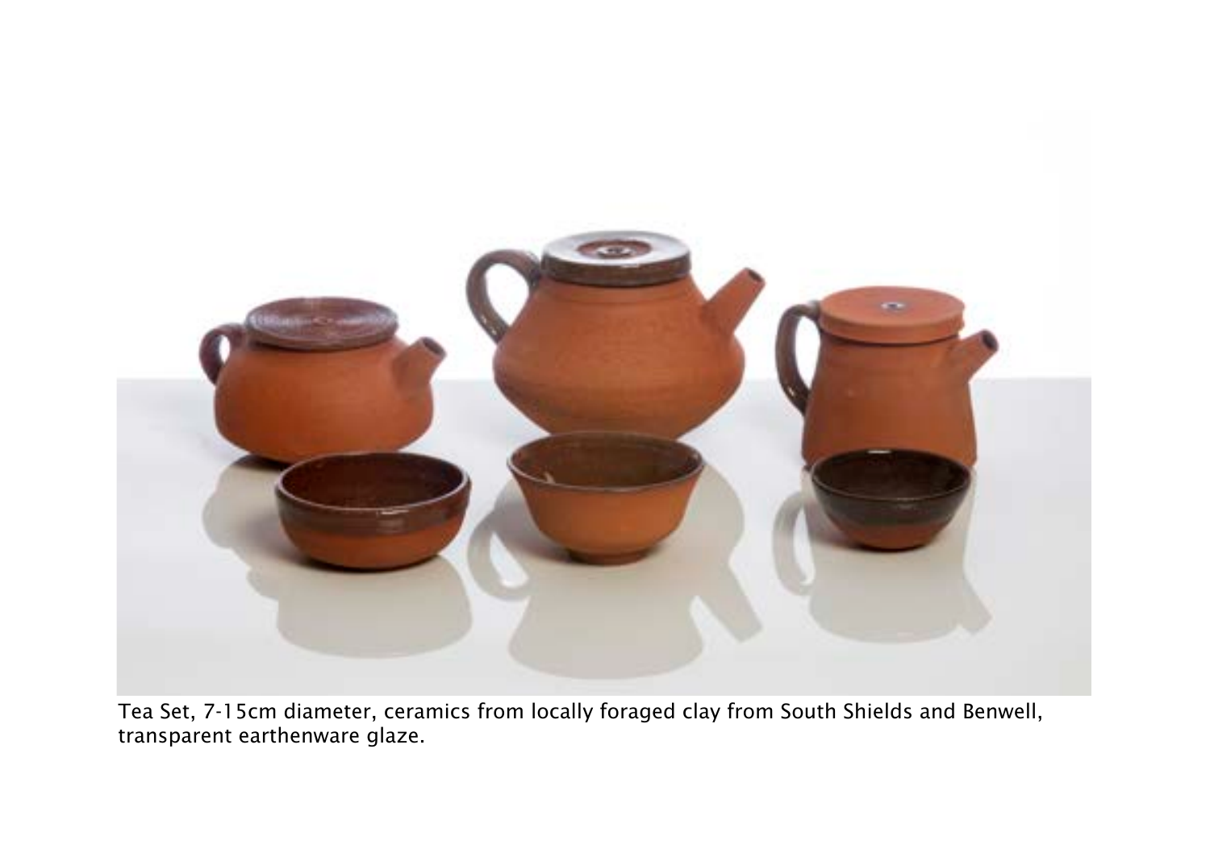Tea Set, 7-15cm diameter, ceramics from locally foraged clay from South Shields and Benwell, transparent earthenware glaze.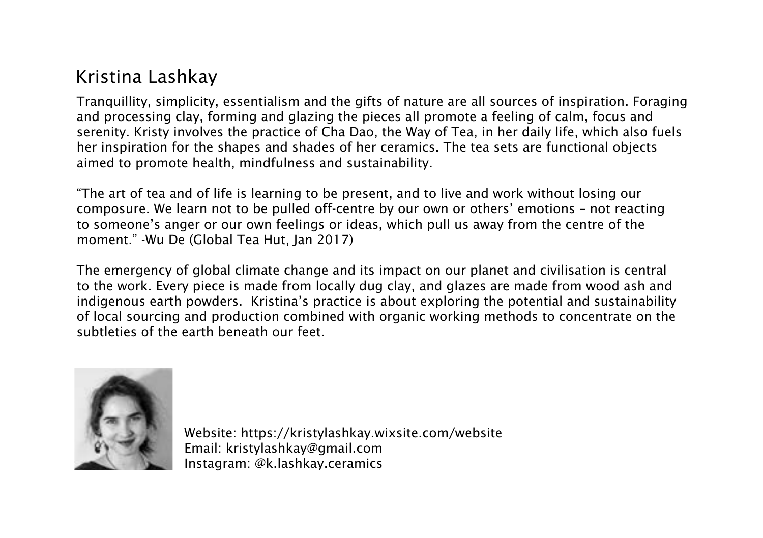## Kristina Lashkay

Tranquillity, simplicity, essentialism and the gifts of nature are all sources of inspiration. Foraging and processing clay, forming and glazing the pieces all promote a feeling of calm, focus and serenity. Kristy involves the practice of Cha Dao, the Way of Tea, in her daily life, which also fuels her inspiration for the shapes and shades of her ceramics. The tea sets are functional objects aimed to promote health, mindfulness and sustainability.

"The art of tea and of life is learning to be present, and to live and work without losing our composure. We learn not to be pulled off-centre by our own or others' emotions – not reacting to someone's anger or our own feelings or ideas, which pull us away from the centre of the moment." -Wu De (Global Tea Hut, Jan 2017)

The emergency of global climate change and its impact on our planet and civilisation is central to the work. Every piece is made from locally dug clay, and glazes are made from wood ash and indigenous earth powders. Kristina's practice is about exploring the potential and sustainability of local sourcing and production combined with organic working methods to concentrate on the subtleties of the earth beneath our feet.

Website: https://kristylashkay.wixsite.com/website
Email: kristylashkay@gmail.com
Instagram: @k.lashkay.ceramics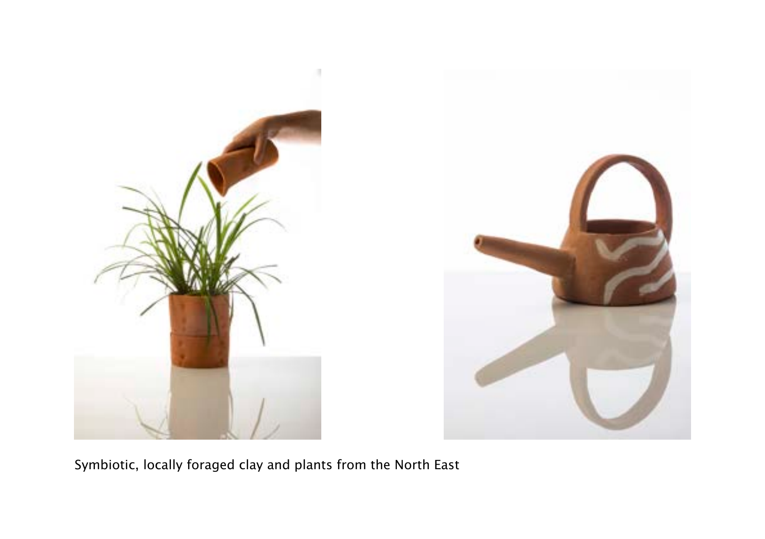Symbiotic, locally foraged clay and plants from the North East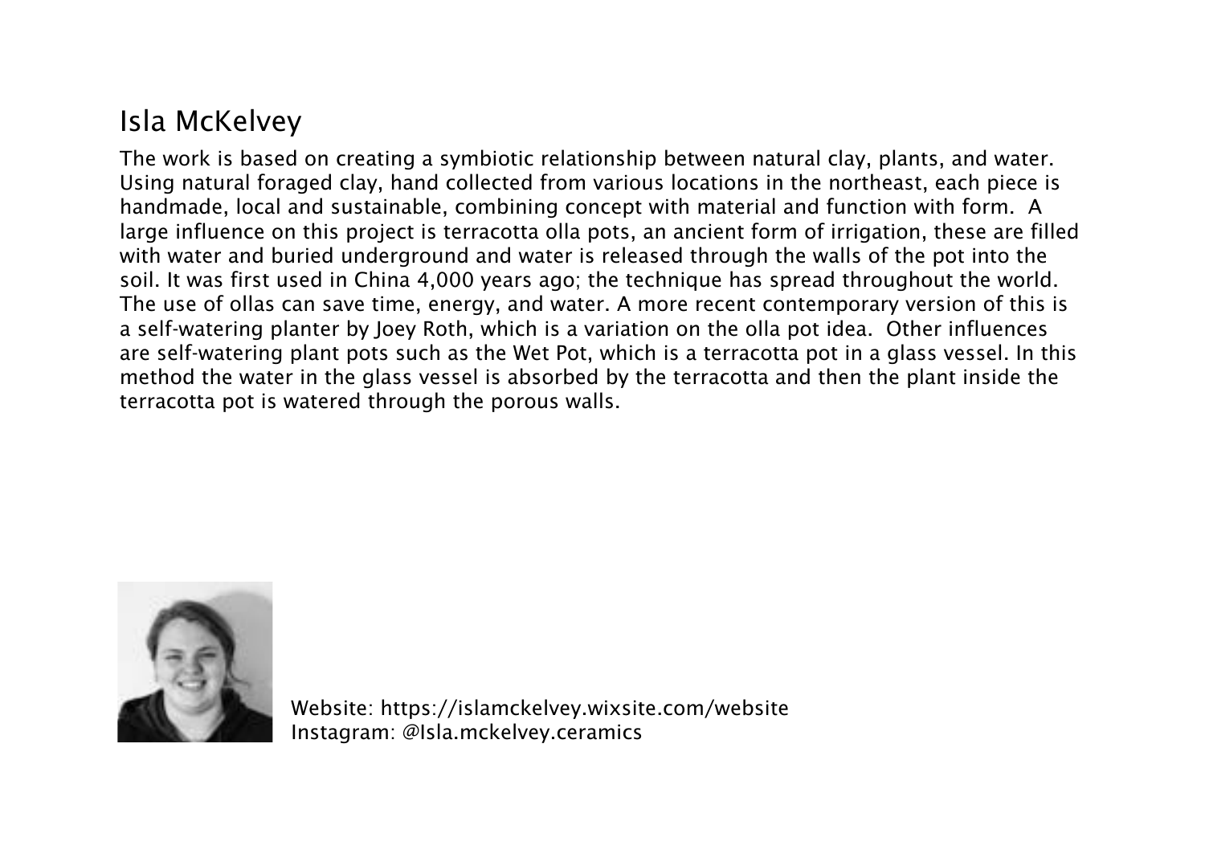## Isla McKelvey

The work is based on creating a symbiotic relationship between natural clay, plants, and water. Using natural foraged clay, hand collected from various locations in the northeast, each piece is handmade, local and sustainable, combining concept with material and function with form. A large influence on this project is terracotta olla pots, an ancient form of irrigation, these are filled with water and buried underground and water is released through the walls of the pot into the soil. It was first used in China 4,000 years ago; the technique has spread throughout the world. The use of ollas can save time, energy, and water. A more recent contemporary version of this is a self-watering planter by Joey Roth, which is a variation on the olla pot idea. Other influences are self-watering plant pots such as the Wet Pot, which is a terracotta pot in a glass vessel. In this method the water in the glass vessel is absorbed by the terracotta and then the plant inside the terracotta pot is watered through the porous walls.

Website: https://islamckelvey.wixsite.com/website
Instagram: @Isla.mckelvey.ceramics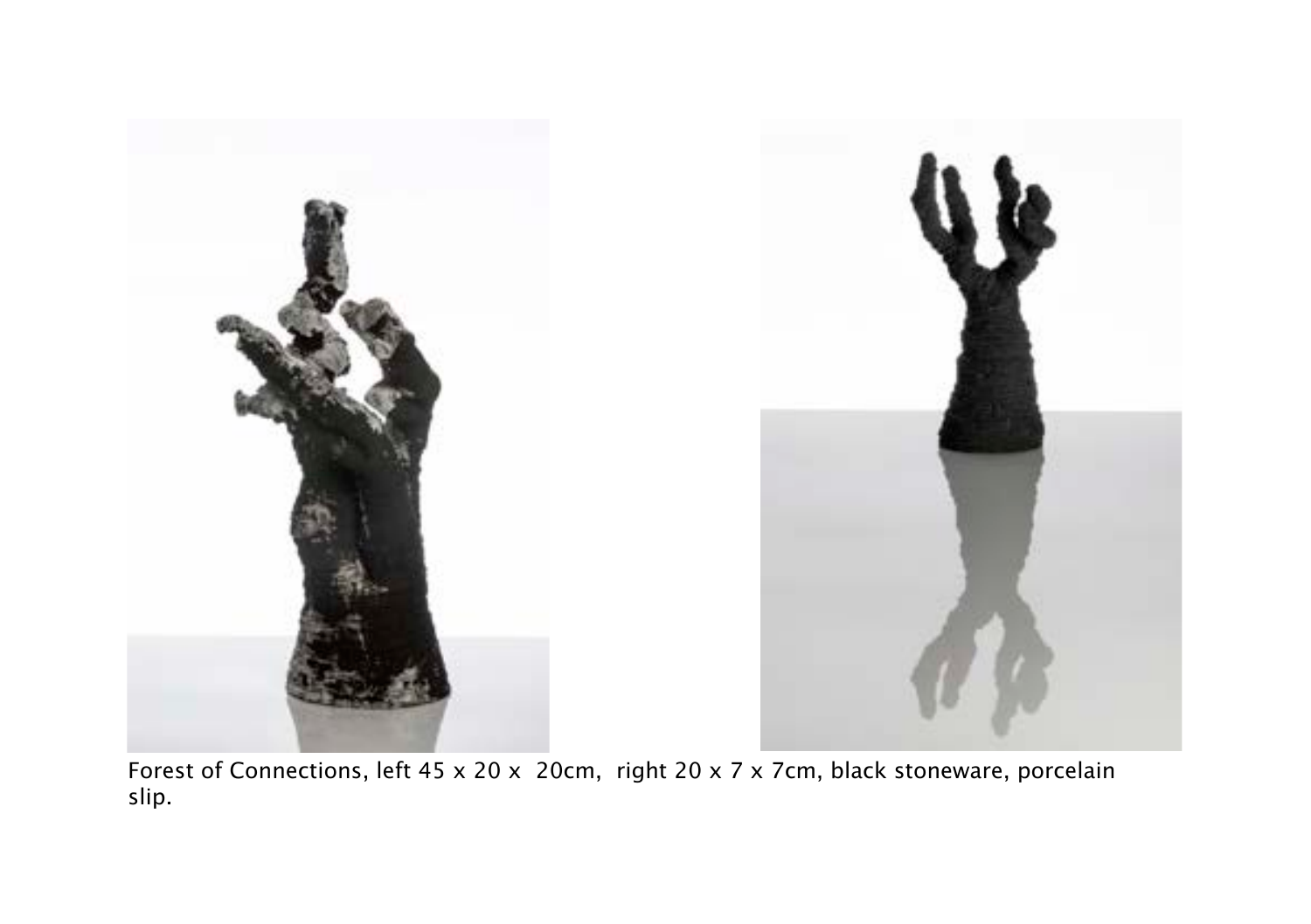Forest of Connections, left 45 x 20 x  20cm,  right 20 x 7 x 7cm, black stoneware, porcelain slip.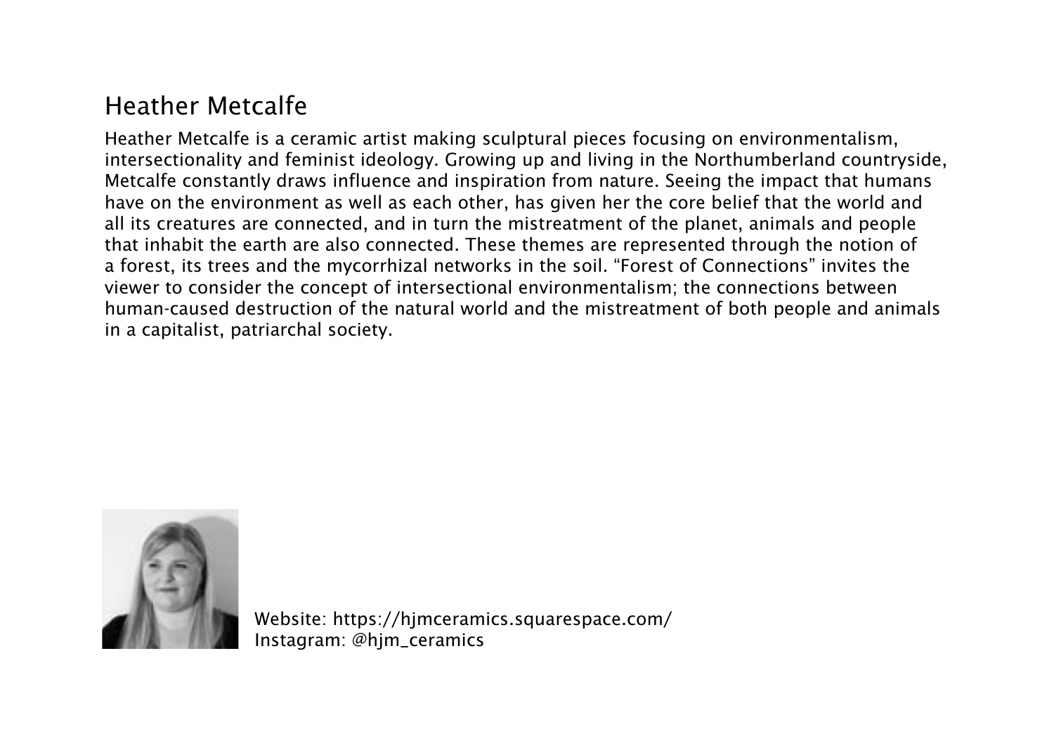## Heather Metcalfe

Heather Metcalfe is a ceramic artist making sculptural pieces focusing on environmentalism, intersectionality and feminist ideology. Growing up and living in the Northumberland countryside, Metcalfe constantly draws influence and inspiration from nature. Seeing the impact that humans have on the environment as well as each other, has given her the core belief that the world and all its creatures are connected, and in turn the mistreatment of the planet, animals and people that inhabit the earth are also connected. These themes are represented through the notion of a forest, its trees and the mycorrhizal networks in the soil. "Forest of Connections" invites the viewer to consider the concept of intersectional environmentalism; the connections between human-caused destruction of the natural world and the mistreatment of both people and animals in a capitalist, patriarchal society.

Website: https://hjmceramics.squarespace.com/
Instagram: @hjm_ceramics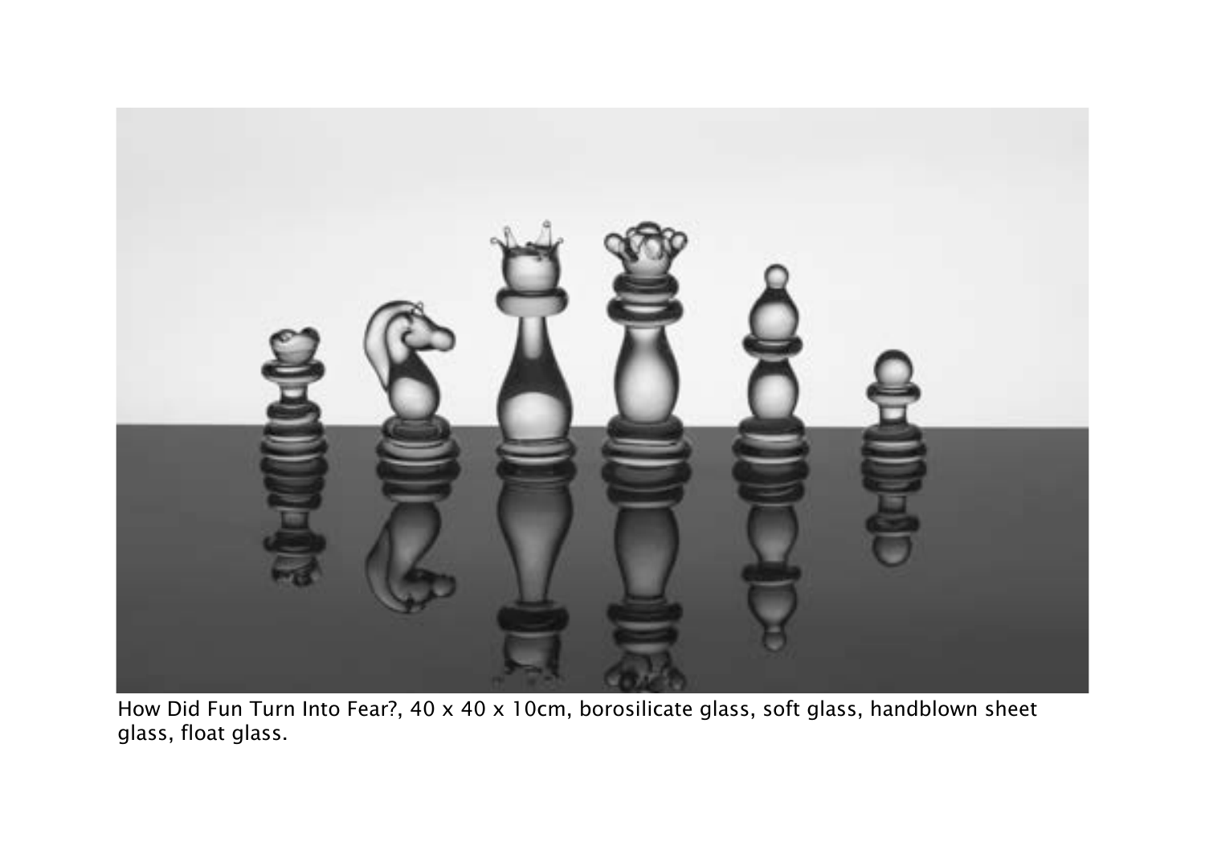How Did Fun Turn Into Fear?, 40 x 40 x 10cm, borosilicate glass, soft glass, handblown sheet glass, float glass.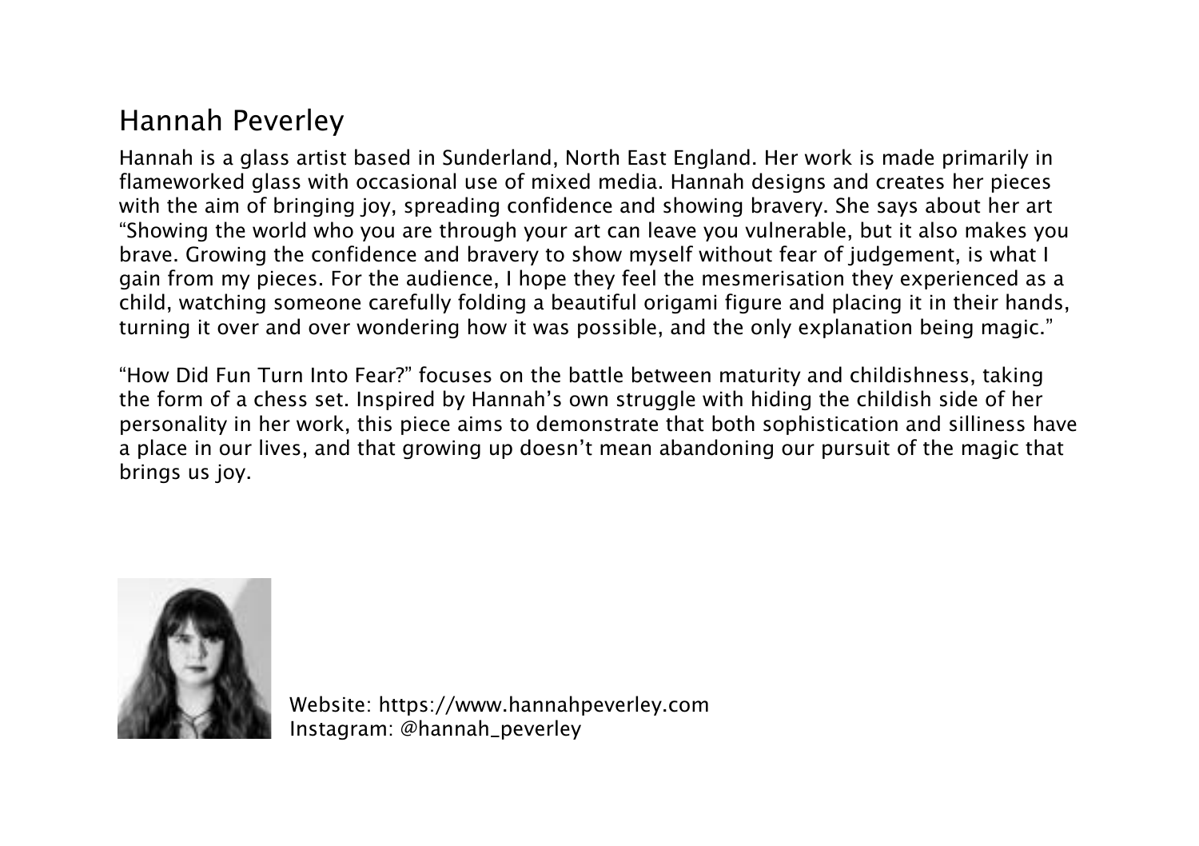## Hannah Peverley

Hannah is a glass artist based in Sunderland, North East England. Her work is made primarily in flameworked glass with occasional use of mixed media. Hannah designs and creates her pieces with the aim of bringing joy, spreading confidence and showing bravery. She says about her art "Showing the world who you are through your art can leave you vulnerable, but it also makes you brave. Growing the confidence and bravery to show myself without fear of judgement, is what I gain from my pieces. For the audience, I hope they feel the mesmerisation they experienced as a child, watching someone carefully folding a beautiful origami figure and placing it in their hands, turning it over and over wondering how it was possible, and the only explanation being magic."

"How Did Fun Turn Into Fear?" focuses on the battle between maturity and childishness, taking the form of a chess set. Inspired by Hannah's own struggle with hiding the childish side of her personality in her work, this piece aims to demonstrate that both sophistication and silliness have a place in our lives, and that growing up doesn't mean abandoning our pursuit of the magic that brings us joy.

Website: https://www.hannahpeverley.com
Instagram: @hannah_peverley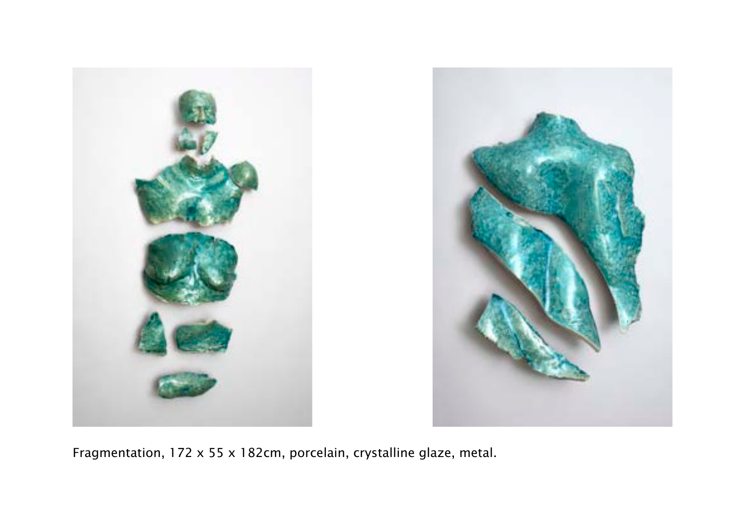Fragmentation, 172 x 55 x 182cm, porcelain, crystalline glaze, metal.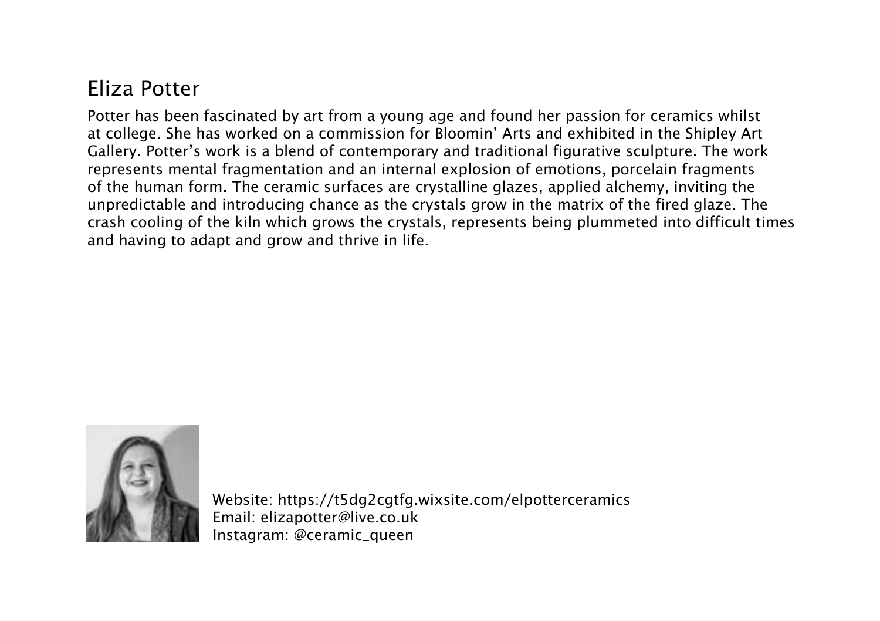## Eliza Potter

Potter has been fascinated by art from a young age and found her passion for ceramics whilst at college. She has worked on a commission for Bloomin' Arts and exhibited in the Shipley Art Gallery. Potter's work is a blend of contemporary and traditional figurative sculpture. The work represents mental fragmentation and an internal explosion of emotions, porcelain fragments of the human form. The ceramic surfaces are crystalline glazes, applied alchemy, inviting the unpredictable and introducing chance as the crystals grow in the matrix of the fired glaze. The crash cooling of the kiln which grows the crystals, represents being plummeted into difficult times and having to adapt and grow and thrive in life.

Website: https://t5dg2cgtfg.wixsite.com/elpotterceramics
Email: elizapotter@live.co.uk
Instagram: @ceramic_queen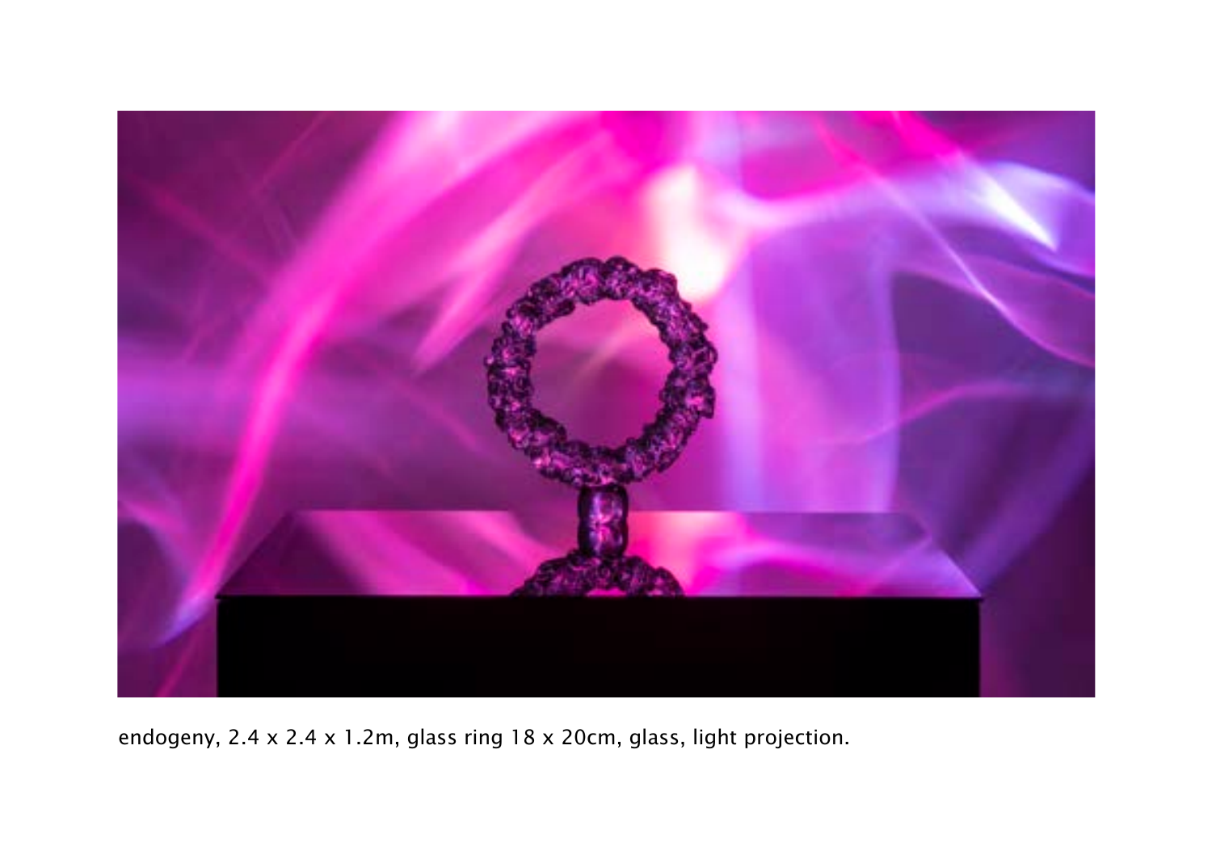endogeny, 2.4 x 2.4 x 1.2m, glass ring 18 x 20cm, glass, light projection.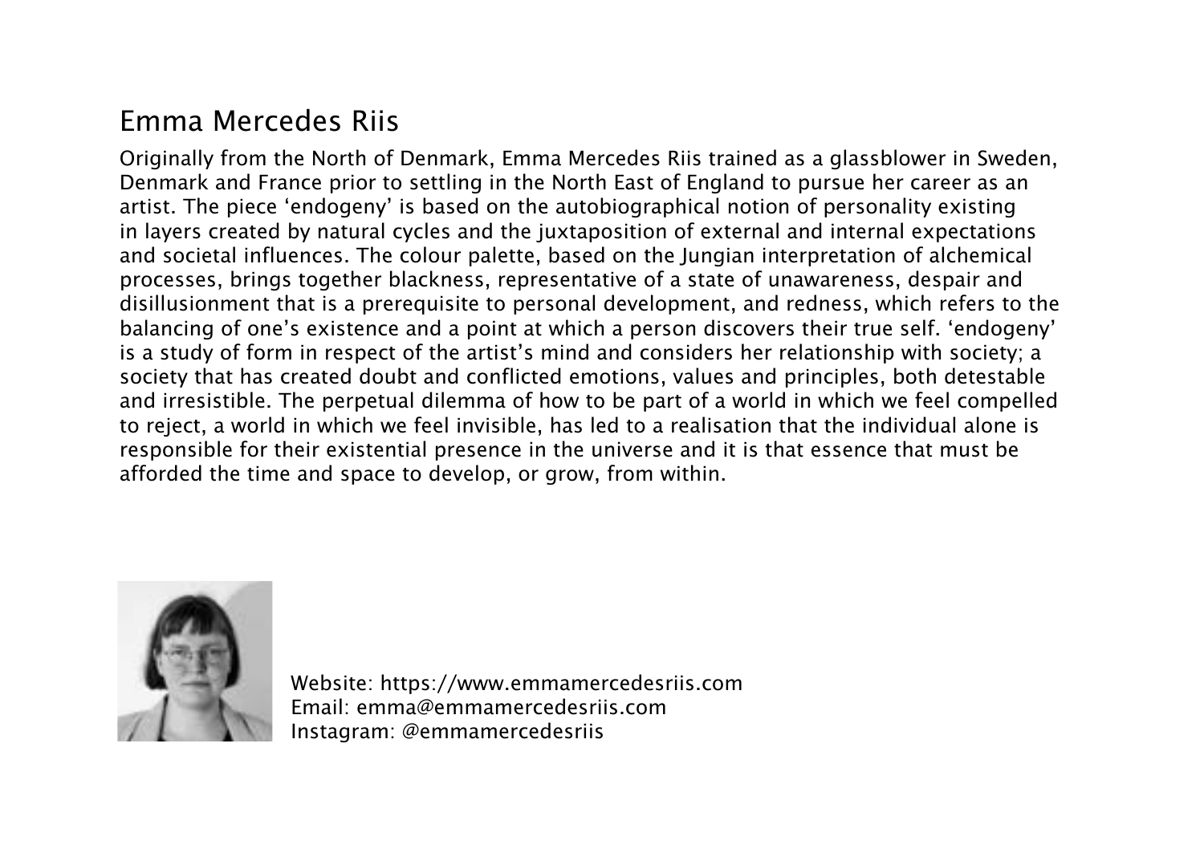## Emma Mercedes Riis

Originally from the North of Denmark, Emma Mercedes Riis trained as a glassblower in Sweden, Denmark and France prior to settling in the North East of England to pursue her career as an artist. The piece 'endogeny' is based on the autobiographical notion of personality existing in layers created by natural cycles and the juxtaposition of external and internal expectations and societal influences. The colour palette, based on the Jungian interpretation of alchemical processes, brings together blackness, representative of a state of unawareness, despair and disillusionment that is a prerequisite to personal development, and redness, which refers to the balancing of one's existence and a point at which a person discovers their true self. 'endogeny' is a study of form in respect of the artist's mind and considers her relationship with society; a society that has created doubt and conflicted emotions, values and principles, both detestable and irresistible. The perpetual dilemma of how to be part of a world in which we feel compelled to reject, a world in which we feel invisible, has led to a realisation that the individual alone is responsible for their existential presence in the universe and it is that essence that must be afforded the time and space to develop, or grow, from within.

Website: https://www.emmamercedesriis.com
Email: emma@emmamercedesriis.com
Instagram: @emmamercedesriis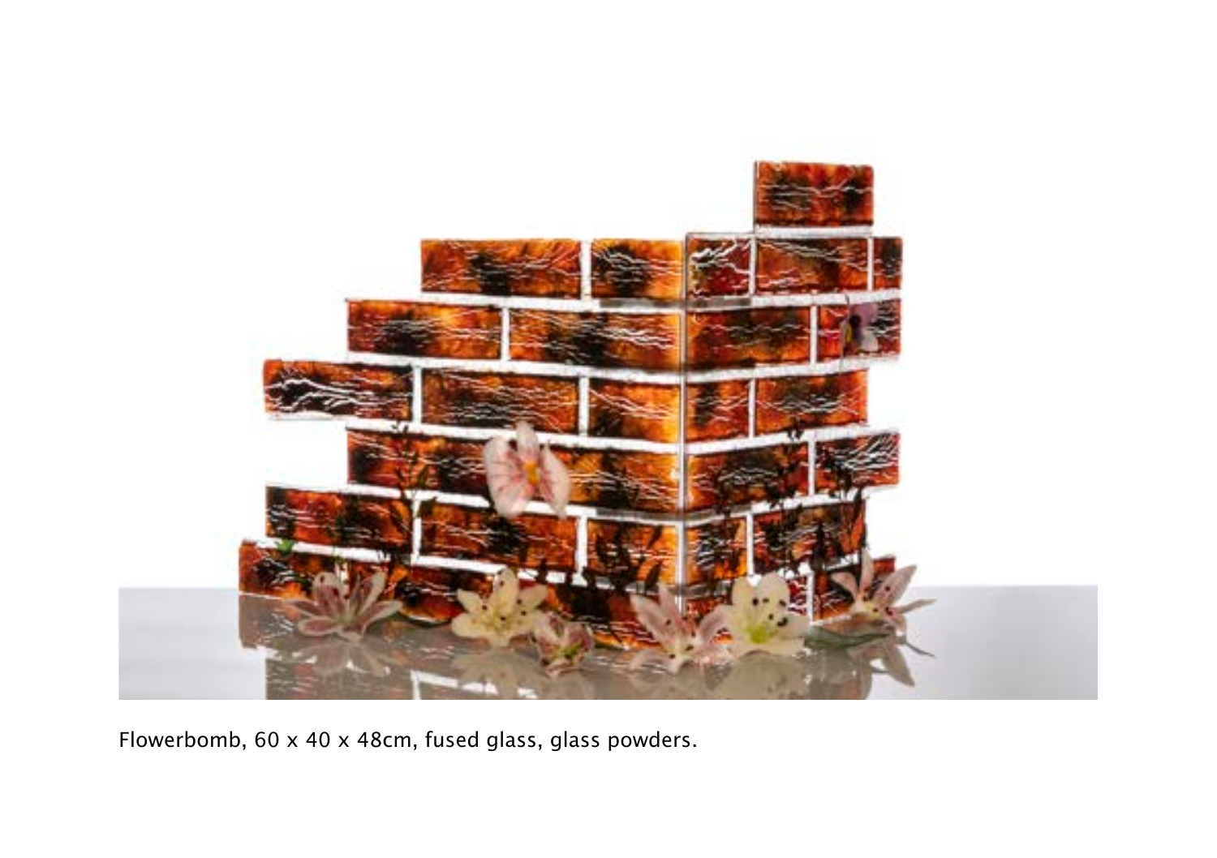Flowerbomb, 60 x 40 x 48cm, fused glass, glass powders.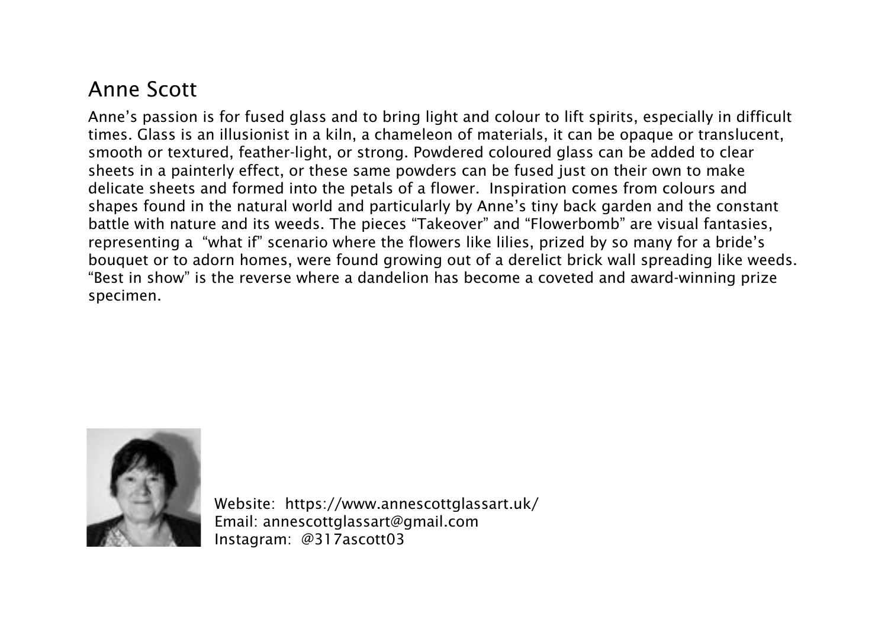# Anne Scott

Anne's passion is for fused glass and to bring light and colour to lift spirits, especially in difficult times. Glass is an illusionist in a kiln, a chameleon of materials, it can be opaque or translucent, smooth or textured, feather-light, or strong. Powdered coloured glass can be added to clear sheets in a painterly effect, or these same powders can be fused just on their own to make delicate sheets and formed into the petals of a flower. Inspiration comes from colours and shapes found in the natural world and particularly by Anne's tiny back garden and the constant battle with nature and its weeds. The pieces "Takeover" and "Flowerbomb" are visual fantasies, representing a "what if" scenario where the flowers like lilies, prized by so many for a bride's bouquet or to adorn homes, were found growing out of a derelict brick wall spreading like weeds. "Best in show" is the reverse where a dandelion has become a coveted and award-winning prize specimen.

Website: https://www.annescottglassart.uk/
Email: annescottglassart@gmail.com
Instagram: @317ascott03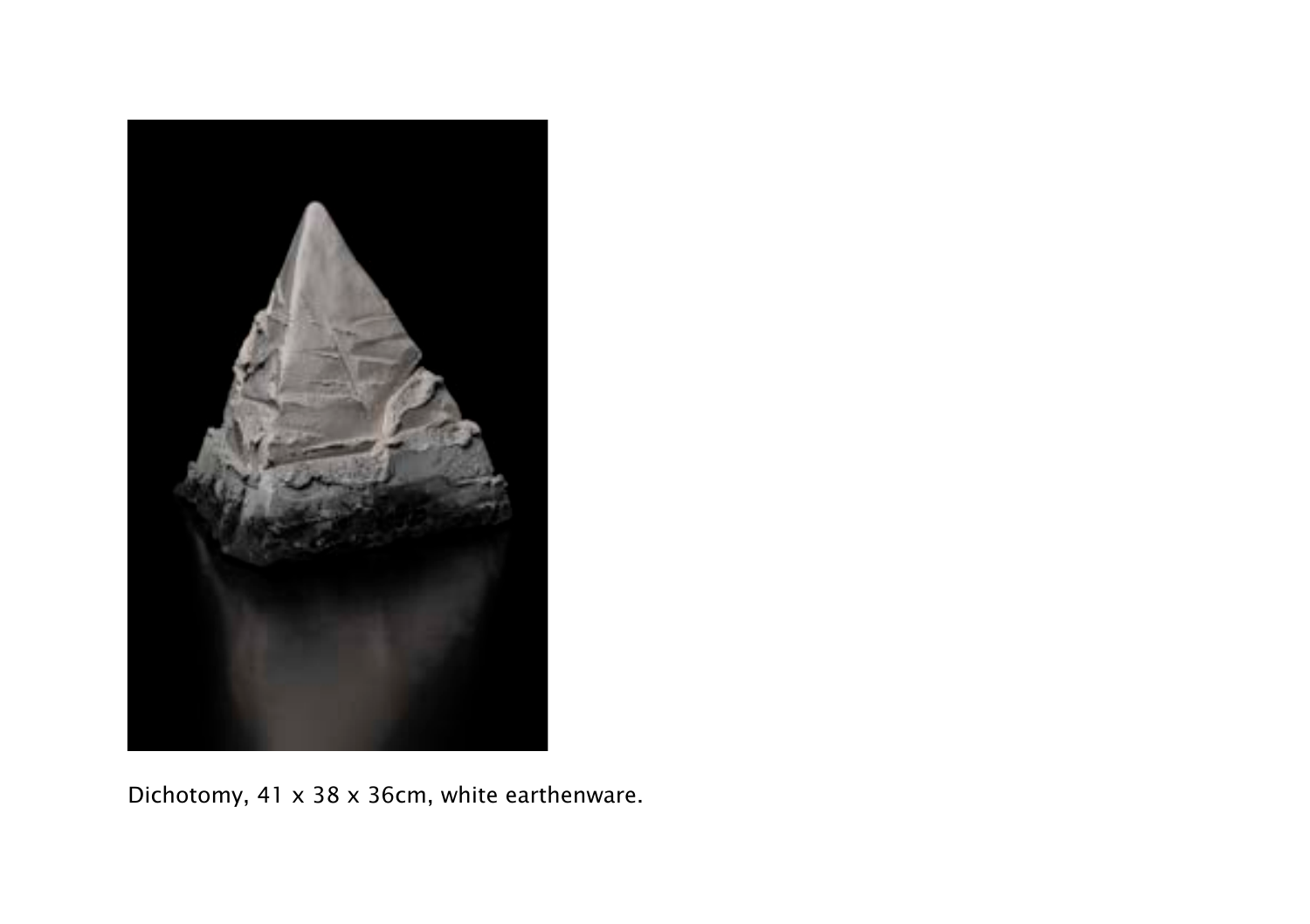Dichotomy, 41 x 38 x 36cm, white earthenware.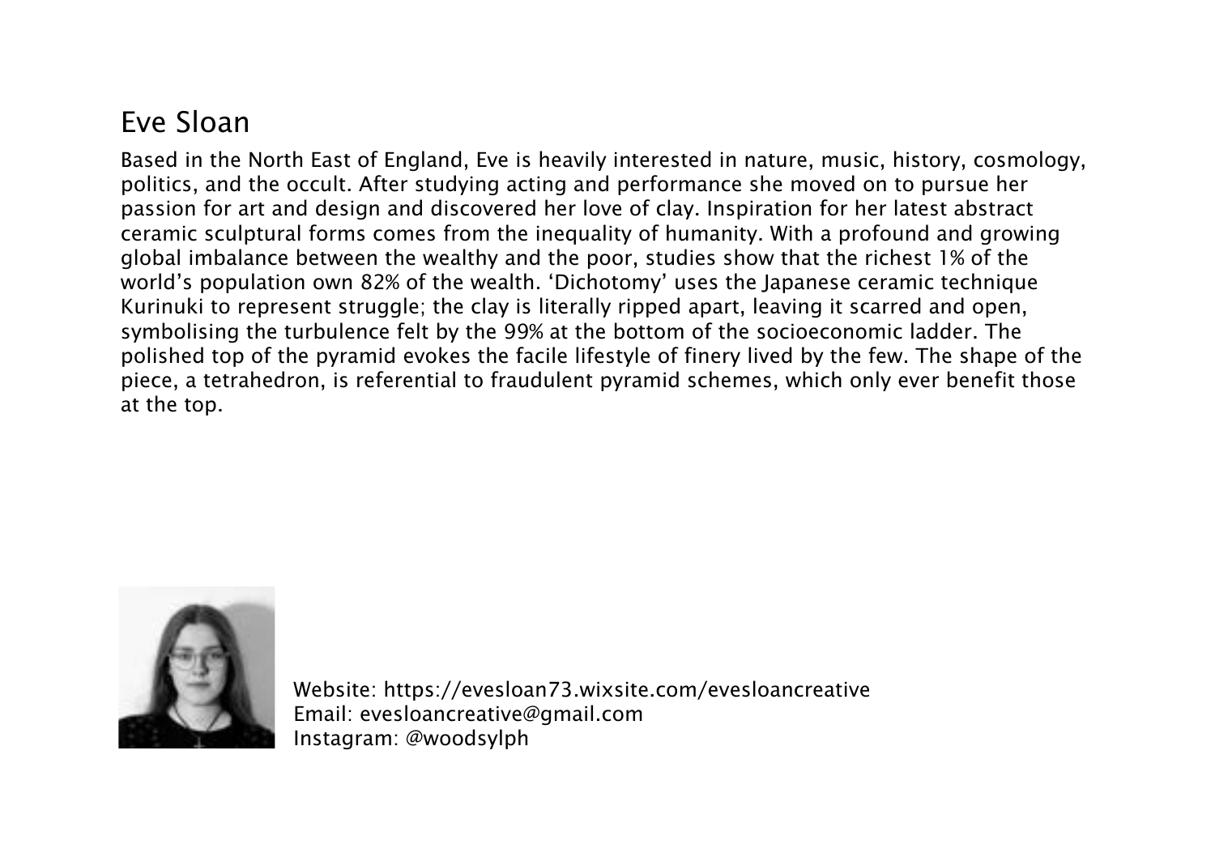# Eve Sloan

Based in the North East of England, Eve is heavily interested in nature, music, history, cosmology, politics, and the occult. After studying acting and performance she moved on to pursue her passion for art and design and discovered her love of clay. Inspiration for her latest abstract ceramic sculptural forms comes from the inequality of humanity. With a profound and growing global imbalance between the wealthy and the poor, studies show that the richest 1% of the world's population own 82% of the wealth. 'Dichotomy' uses the Japanese ceramic technique Kurinuki to represent struggle; the clay is literally ripped apart, leaving it scarred and open, symbolising the turbulence felt by the 99% at the bottom of the socioeconomic ladder. The polished top of the pyramid evokes the facile lifestyle of finery lived by the few. The shape of the piece, a tetrahedron, is referential to fraudulent pyramid schemes, which only ever benefit those at the top.

Website: https://evesloan73.wixsite.com/evesloancreative
Email: evesloancreative@gmail.com
Instagram: @woodsylph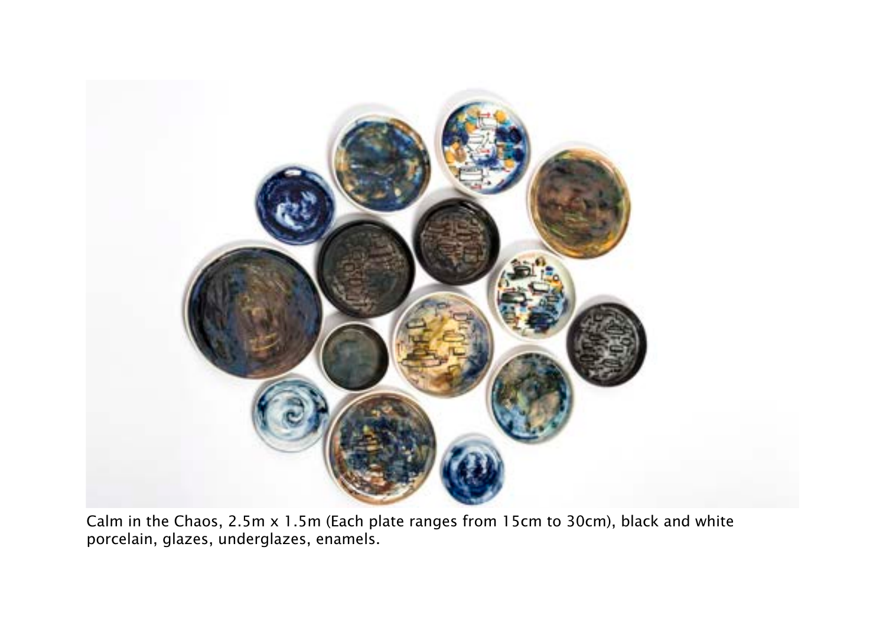Calm in the Chaos, 2.5m x 1.5m (Each plate ranges from 15cm to 30cm), black and white porcelain, glazes, underglazes, enamels.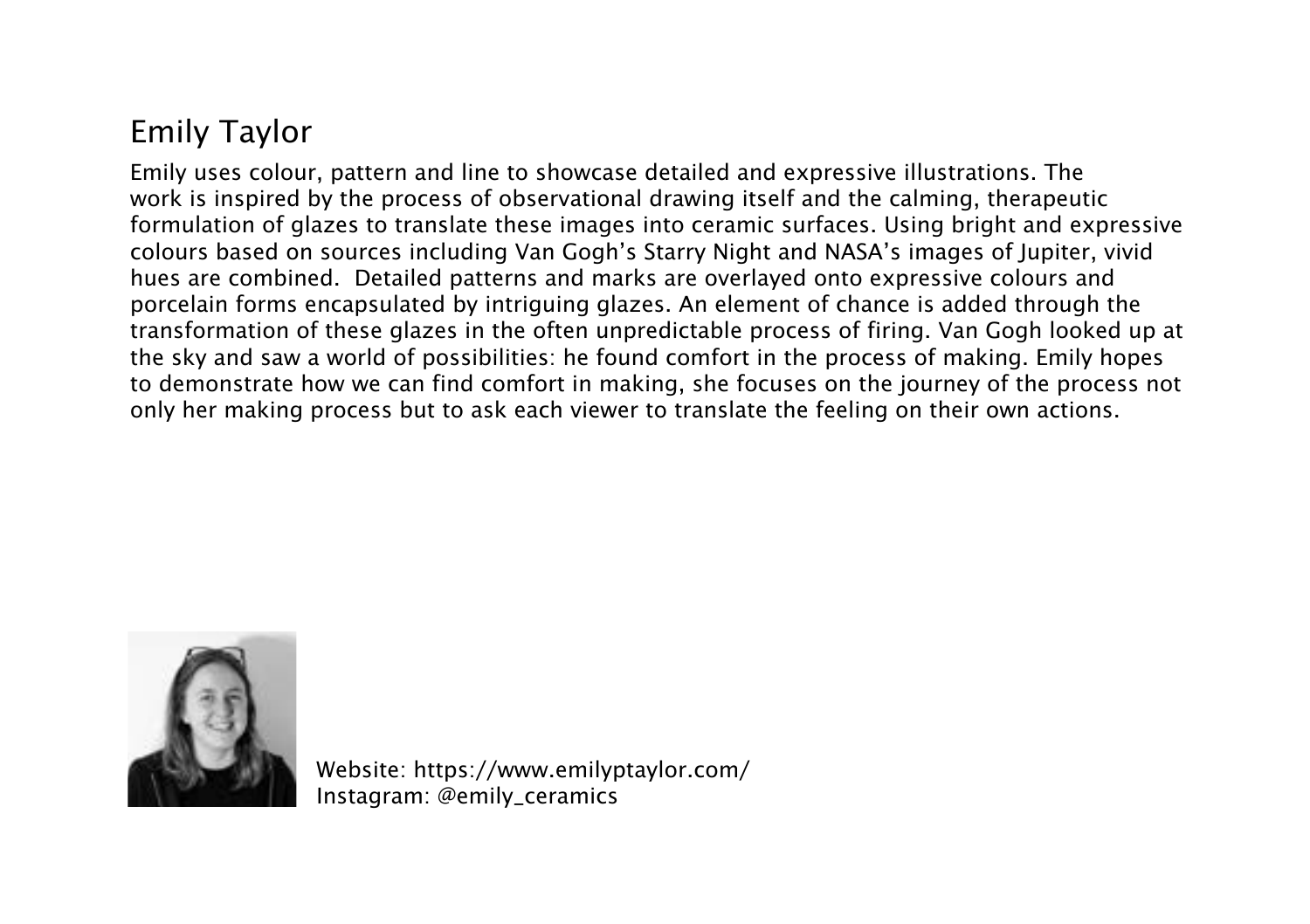## Emily Taylor

Emily uses colour, pattern and line to showcase detailed and expressive illustrations. The work is inspired by the process of observational drawing itself and the calming, therapeutic formulation of glazes to translate these images into ceramic surfaces. Using bright and expressive colours based on sources including Van Gogh's Starry Night and NASA's images of Jupiter, vivid hues are combined.  Detailed patterns and marks are overlayed onto expressive colours and porcelain forms encapsulated by intriguing glazes. An element of chance is added through the transformation of these glazes in the often unpredictable process of firing. Van Gogh looked up at the sky and saw a world of possibilities: he found comfort in the process of making. Emily hopes to demonstrate how we can find comfort in making, she focuses on the journey of the process not only her making process but to ask each viewer to translate the feeling on their own actions.

Website: https://www.emilyptaylor.com/
Instagram: @emily_ceramics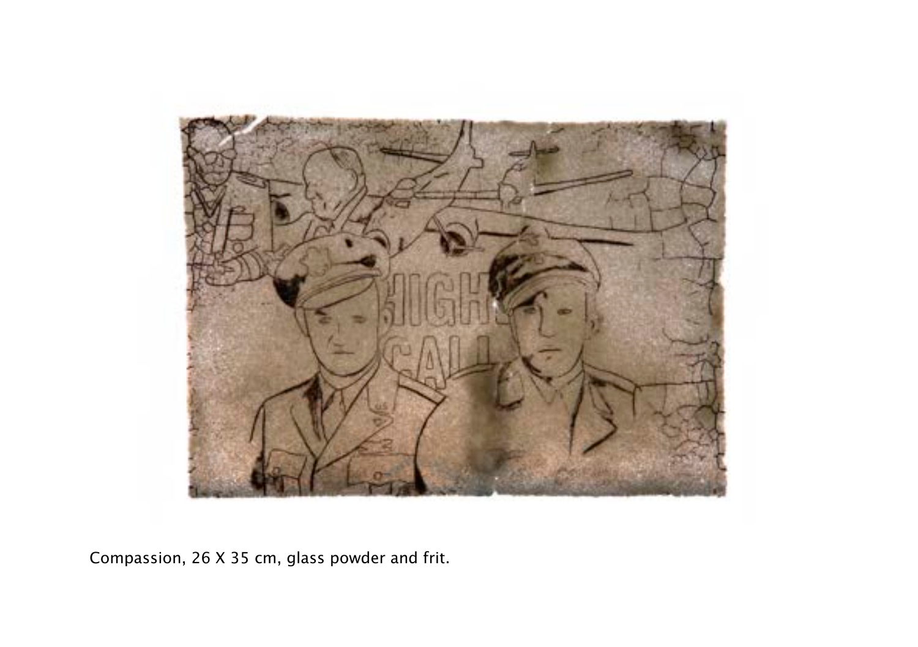Compassion, 26 X 35 cm, glass powder and frit.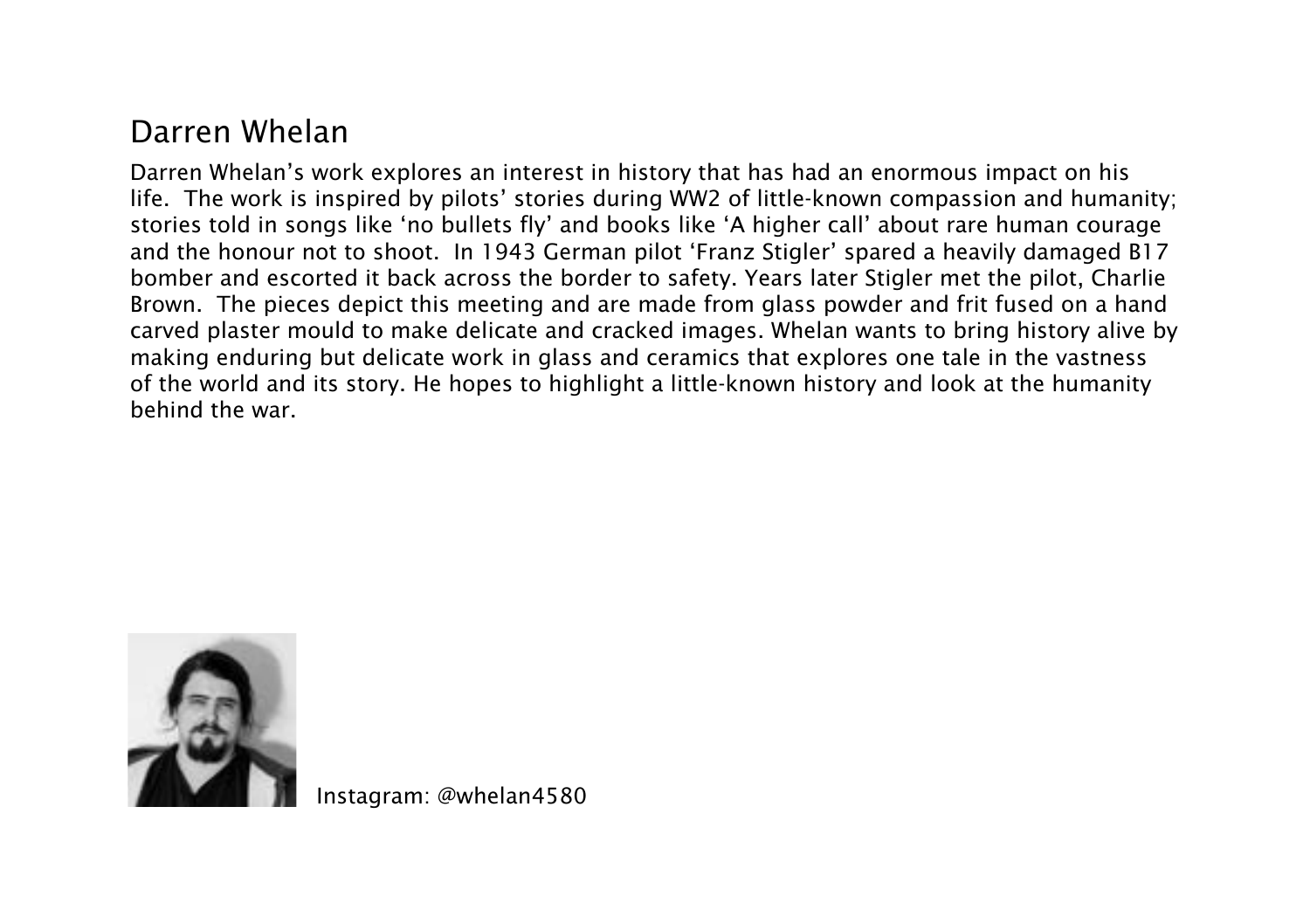## Darren Whelan

Darren Whelan's work explores an interest in history that has had an enormous impact on his life. The work is inspired by pilots' stories during WW2 of little-known compassion and humanity; stories told in songs like 'no bullets fly' and books like 'A higher call' about rare human courage and the honour not to shoot. In 1943 German pilot 'Franz Stigler' spared a heavily damaged B17 bomber and escorted it back across the border to safety. Years later Stigler met the pilot, Charlie Brown. The pieces depict this meeting and are made from glass powder and frit fused on a hand carved plaster mould to make delicate and cracked images. Whelan wants to bring history alive by making enduring but delicate work in glass and ceramics that explores one tale in the vastness of the world and its story. He hopes to highlight a little-known history and look at the humanity behind the war.

Instagram: @whelan4580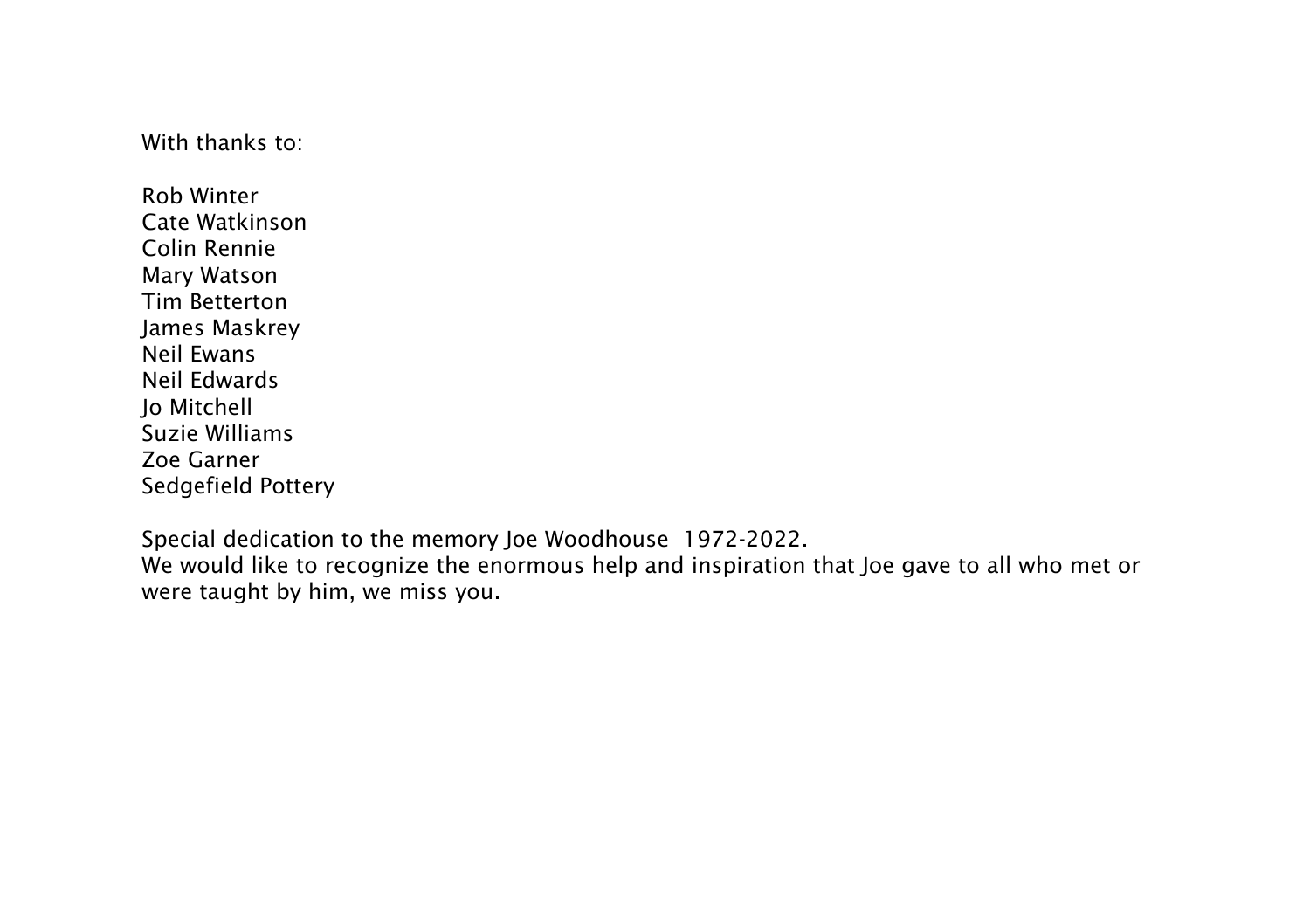With thanks to:

Rob Winter
Cate Watkinson
Colin Rennie
Mary Watson
Tim Betterton
James Maskrey
Neil Ewans
Neil Edwards
Jo Mitchell
Suzie Williams
Zoe Garner
Sedgefield Pottery

Special dedication to the memory Joe Woodhouse 1972-2022.
We would like to recognize the enormous help and inspiration that Joe gave to all who met or were taught by him, we miss you.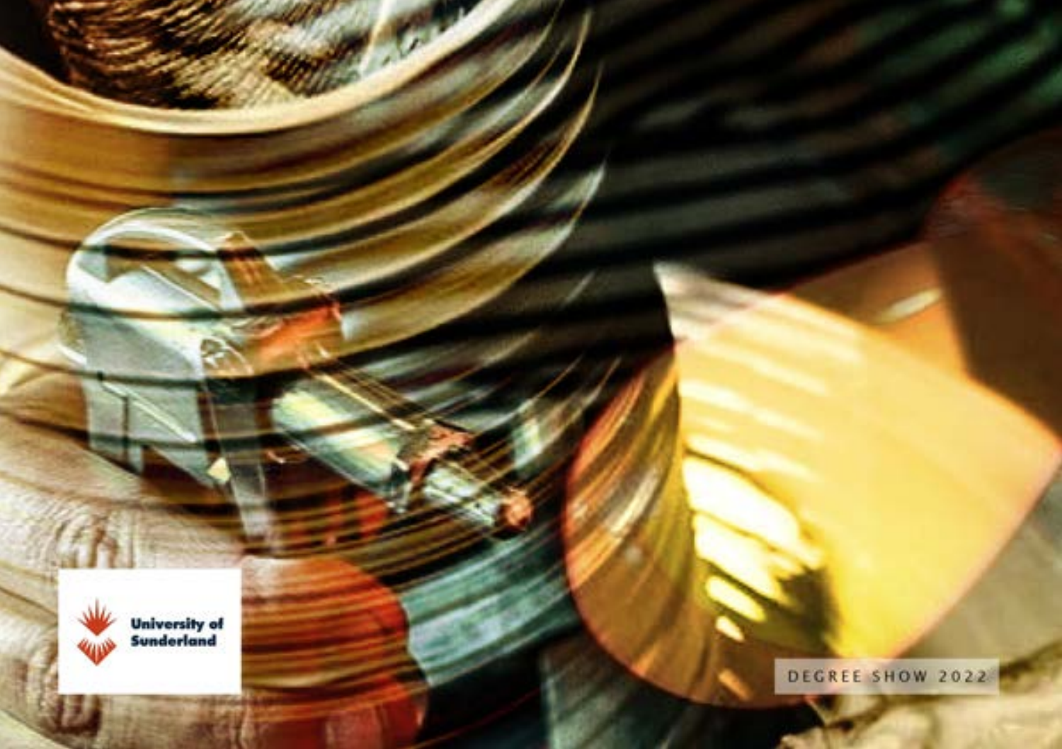University of Sunderland

DEGREE SHOW 2022